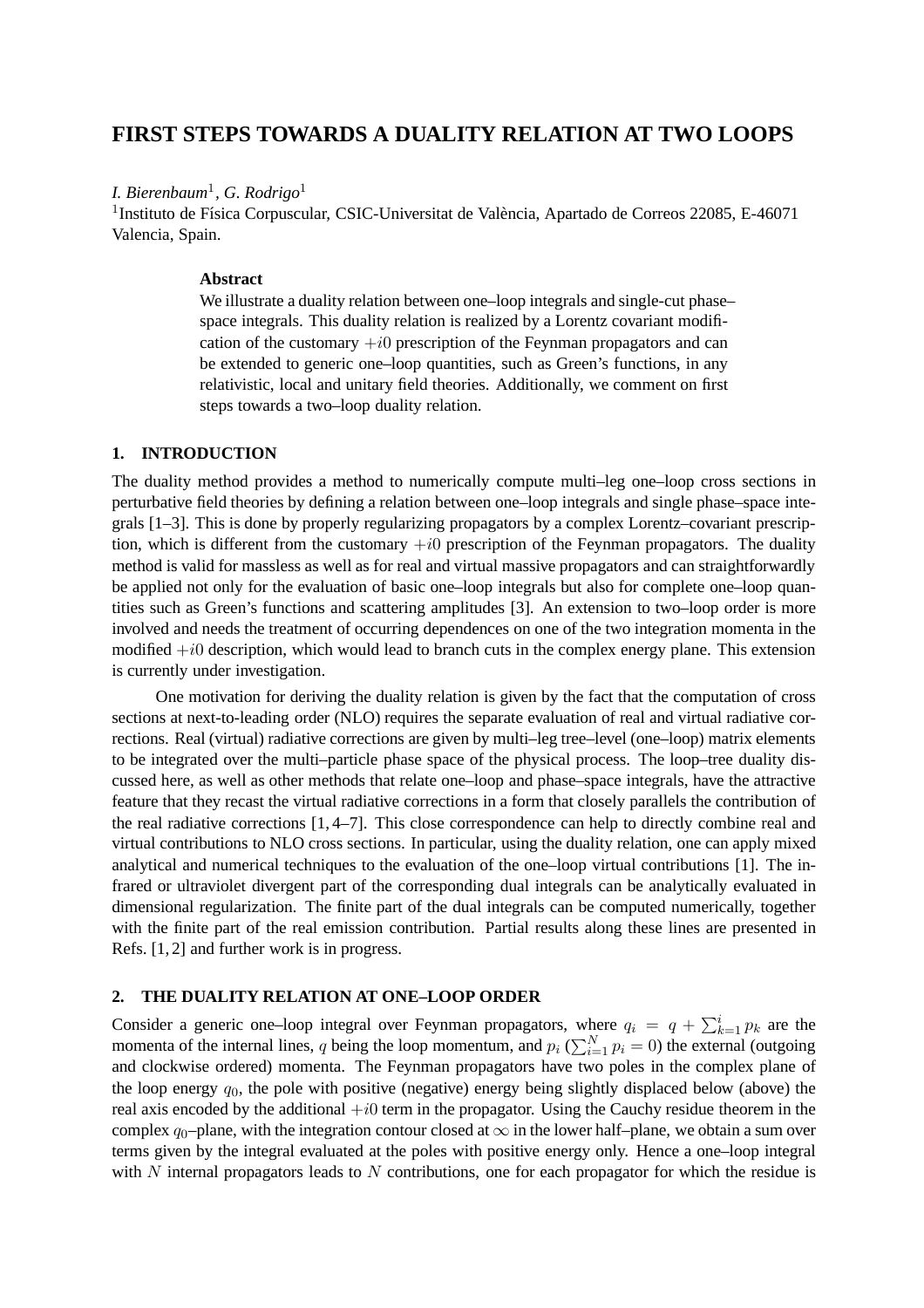# FIRST STEPS TOWARDS A DUALITY RELATION AT TWO LOOPS

*I. Bierenbaum*[1], *G. Rodrigo*[1]

[1]Instituto de Física Corpuscular, CSIC-Universitat de València, Apartado de Correos 22085, E-46071 Valencia, Spain.

**Abstract**

We illustrate a duality relation between one–loop integrals and single-cut phase–space integrals. This duality relation is realized by a Lorentz covariant modification of the customary $+i0$ prescription of the Feynman propagators and can be extended to generic one–loop quantities, such as Green's functions, in any relativistic, local and unitary field theories. Additionally, we comment on first steps towards a two–loop duality relation.

## 1. INTRODUCTION

The duality method provides a method to numerically compute multi–leg one–loop cross sections in perturbative field theories by defining a relation between one–loop integrals and single phase–space integrals [1–3]. This is done by properly regularizing propagators by a complex Lorentz–covariant prescription, which is different from the customary $+i0$ prescription of the Feynman propagators. The duality method is valid for massless as well as for real and virtual massive propagators and can straightforwardly be applied not only for the evaluation of basic one–loop integrals but also for complete one–loop quantities such as Green's functions and scattering amplitudes [3]. An extension to two–loop order is more involved and needs the treatment of occurring dependences on one of the two integration momenta in the modified $+i0$ description, which would lead to branch cuts in the complex energy plane. This extension is currently under investigation.

One motivation for deriving the duality relation is given by the fact that the computation of cross sections at next-to-leading order (NLO) requires the separate evaluation of real and virtual radiative corrections. Real (virtual) radiative corrections are given by multi–leg tree–level (one–loop) matrix elements to be integrated over the multi–particle phase space of the physical process. The loop–tree duality discussed here, as well as other methods that relate one–loop and phase–space integrals, have the attractive feature that they recast the virtual radiative corrections in a form that closely parallels the contribution of the real radiative corrections [1, 4–7]. This close correspondence can help to directly combine real and virtual contributions to NLO cross sections. In particular, using the duality relation, one can apply mixed analytical and numerical techniques to the evaluation of the one–loop virtual contributions [1]. The infrared or ultraviolet divergent part of the corresponding dual integrals can be analytically evaluated in dimensional regularization. The finite part of the dual integrals can be computed numerically, together with the finite part of the real emission contribution. Partial results along these lines are presented in Refs. [1, 2] and further work is in progress.

## 2. THE DUALITY RELATION AT ONE–LOOP ORDER

Consider a generic one–loop integral over Feynman propagators, where $q_i = q + \sum_{k=1}^{i} p_k$ are the momenta of the internal lines, $q$ being the loop momentum, and $p_i$ ($\sum_{i=1}^{N} p_i = 0$) the external (outgoing and clockwise ordered) momenta. The Feynman propagators have two poles in the complex plane of the loop energy $q_0$, the pole with positive (negative) energy being slightly displaced below (above) the real axis encoded by the additional $+i0$ term in the propagator. Using the Cauchy residue theorem in the complex $q_0$–plane, with the integration contour closed at $\infty$ in the lower half–plane, we obtain a sum over terms given by the integral evaluated at the poles with positive energy only. Hence a one–loop integral with $N$ internal propagators leads to $N$ contributions, one for each propagator for which the residue is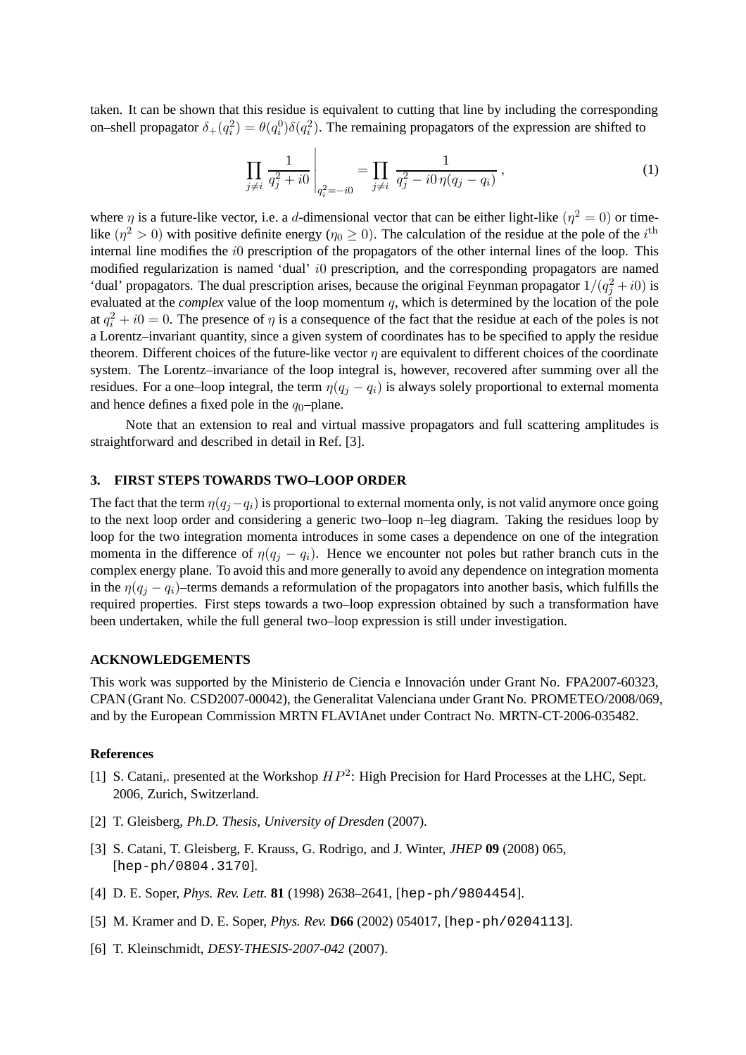taken. It can be shown that this residue is equivalent to cutting that line by including the corresponding on–shell propagator $\delta_+(q_i^2) = \theta(q_i^0)\delta(q_i^2)$. The remaining propagators of the expression are shifted to

$$\prod_{j\neq i} \frac{1}{q_j^2 + i0}\Bigg|_{q_i^2=-i0} = \prod_{j\neq i} \frac{1}{q_j^2 - i0\,\eta(q_j - q_i)}\,, \tag{1}$$

where $\eta$ is a future-like vector, i.e. a $d$-dimensional vector that can be either light-like $(\eta^2 = 0)$ or time-like $(\eta^2 > 0)$ with positive definite energy ($\eta_0 \geq 0$). The calculation of the residue at the pole of the $i^{\rm th}$ internal line modifies the $i0$ prescription of the propagators of the other internal lines of the loop. This modified regularization is named 'dual' $i0$ prescription, and the corresponding propagators are named 'dual' propagators. The dual prescription arises, because the original Feynman propagator $1/(q_j^2 + i0)$ is evaluated at the *complex* value of the loop momentum $q$, which is determined by the location of the pole at $q_i^2 + i0 = 0$. The presence of $\eta$ is a consequence of the fact that the residue at each of the poles is not a Lorentz–invariant quantity, since a given system of coordinates has to be specified to apply the residue theorem. Different choices of the future-like vector $\eta$ are equivalent to different choices of the coordinate system. The Lorentz–invariance of the loop integral is, however, recovered after summing over all the residues. For a one–loop integral, the term $\eta(q_j - q_i)$ is always solely proportional to external momenta and hence defines a fixed pole in the $q_0$–plane.

Note that an extension to real and virtual massive propagators and full scattering amplitudes is straightforward and described in detail in Ref. [3].

## 3. FIRST STEPS TOWARDS TWO–LOOP ORDER

The fact that the term $\eta(q_j - q_i)$ is proportional to external momenta only, is not valid anymore once going to the next loop order and considering a generic two–loop n–leg diagram. Taking the residues loop by loop for the two integration momenta introduces in some cases a dependence on one of the integration momenta in the difference of $\eta(q_j - q_i)$. Hence we encounter not poles but rather branch cuts in the complex energy plane. To avoid this and more generally to avoid any dependence on integration momenta in the $\eta(q_j - q_i)$–terms demands a reformulation of the propagators into another basis, which fulfills the required properties. First steps towards a two–loop expression obtained by such a transformation have been undertaken, while the full general two–loop expression is still under investigation.

## ACKNOWLEDGEMENTS

This work was supported by the Ministerio de Ciencia e Innovación under Grant No. FPA2007-60323, CPAN (Grant No. CSD2007-00042), the Generalitat Valenciana under Grant No. PROMETEO/2008/069, and by the European Commission MRTN FLAVIAnet under Contract No. MRTN-CT-2006-035482.

## References

[1] S. Catani,. presented at the Workshop $HP^2$: High Precision for Hard Processes at the LHC, Sept. 2006, Zurich, Switzerland.

[2] T. Gleisberg, *Ph.D. Thesis, University of Dresden* (2007).

[3] S. Catani, T. Gleisberg, F. Krauss, G. Rodrigo, and J. Winter, *JHEP* **09** (2008) 065, [hep-ph/0804.3170].

[4] D. E. Soper, *Phys. Rev. Lett.* **81** (1998) 2638–2641, [hep-ph/9804454].

[5] M. Kramer and D. E. Soper, *Phys. Rev.* **D66** (2002) 054017, [hep-ph/0204113].

[6] T. Kleinschmidt, *DESY-THESIS-2007-042* (2007).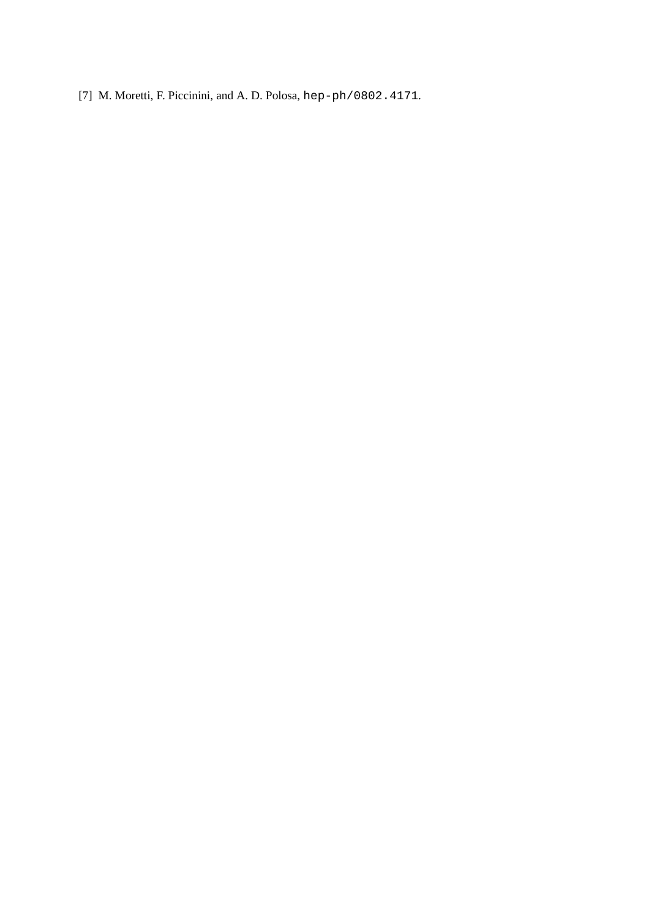[7] M. Moretti, F. Piccinini, and A. D. Polosa, `hep-ph/0802.4171`.